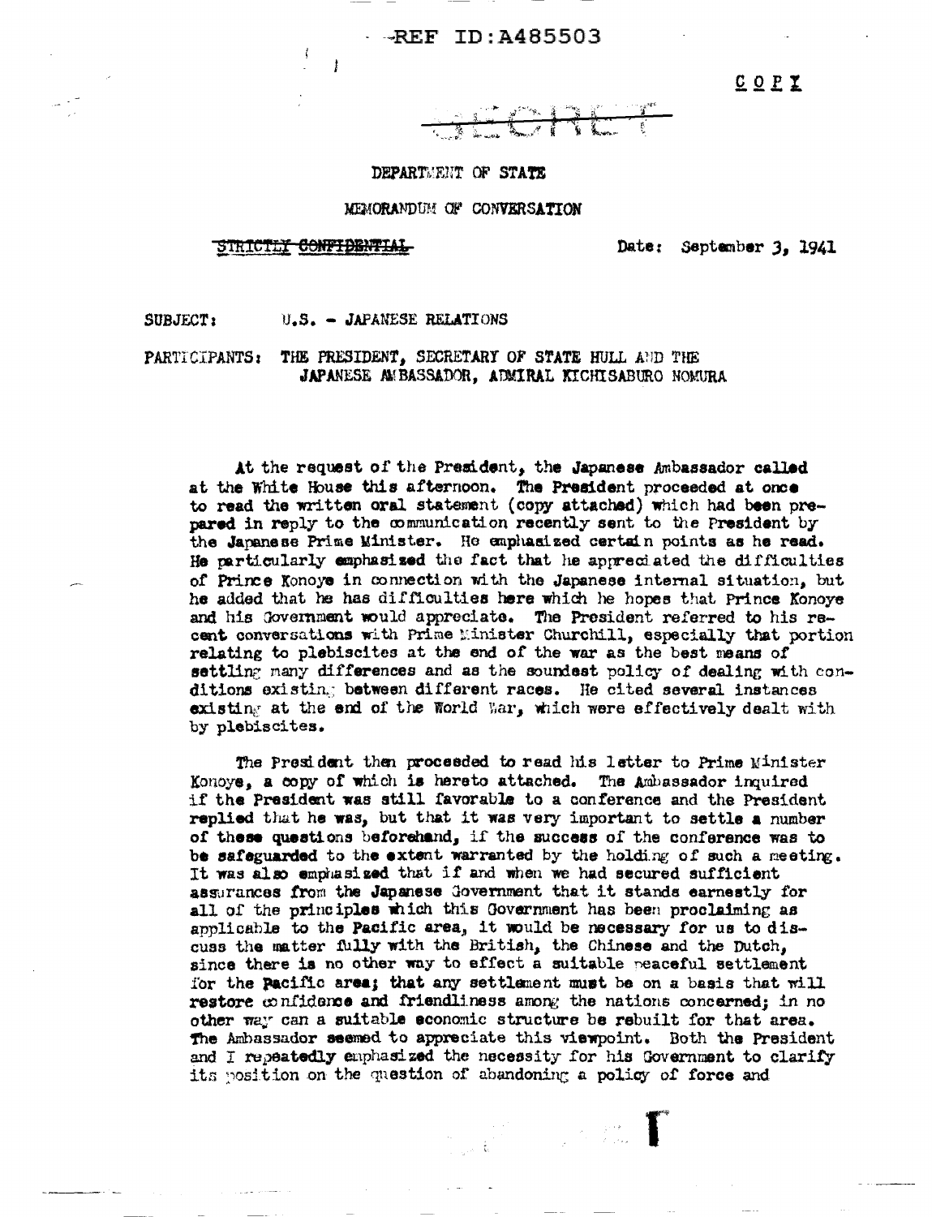REF ID:A485503

COPY

SECRET

DEPARTMENT OF STATE

MEMORANDUM OF CONVERSATION

~~STRICTLY CONFIDENTIAL~~

Date: September 3, 1941

SUBJECT: U.S. - JAPANESE RELATIONS

PARTICIPANTS: THE PRESIDENT, SECRETARY OF STATE HULL AND THE JAPANESE AMBASSADOR, ADMIRAL KICHISABURO NOMURA

At the request of the President, the Japanese Ambassador called at the White House this afternoon. The President proceeded at once to read the written oral statement (copy attached) which had been prepared in reply to the communication recently sent to the President by the Japanese Prime Minister. He emphasized certain points as he read. He particularly emphasized the fact that he appreciated the difficulties of Prince Konoye in connection with the Japanese internal situation, but he added that he has difficulties here which he hopes that Prince Konoye and his Government would appreciate. The President referred to his recent conversations with Prime Minister Churchill, especially that portion relating to plebiscites at the end of the war as the best means of settling many differences and as the soundest policy of dealing with conditions existing between different races. He cited several instances existing at the end of the World War, which were effectively dealt with by plebiscites.

The President then proceeded to read his letter to Prime Minister Konoye, a copy of which is hereto attached. The Ambassador inquired if the President was still favorable to a conference and the President replied that he was, but that it was very important to settle a number of these questions beforehand, if the success of the conference was to be safeguarded to the extent warranted by the holding of such a meeting. It was also emphasized that if and when we had secured sufficient assurances from the Japanese Government that it stands earnestly for all of the principles which this Government has been proclaiming as applicable to the Pacific area, it would be necessary for us to discuss the matter fully with the British, the Chinese and the Dutch, since there is no other way to effect a suitable peaceful settlement for the Pacific area; that any settlement must be on a basis that will restore confidence and friendliness among the nations concerned; in no other way can a suitable economic structure be rebuilt for that area. The Ambassador seemed to appreciate this viewpoint. Both the President and I repeatedly emphasized the necessity for his Government to clarify its position on the question of abandoning a policy of force and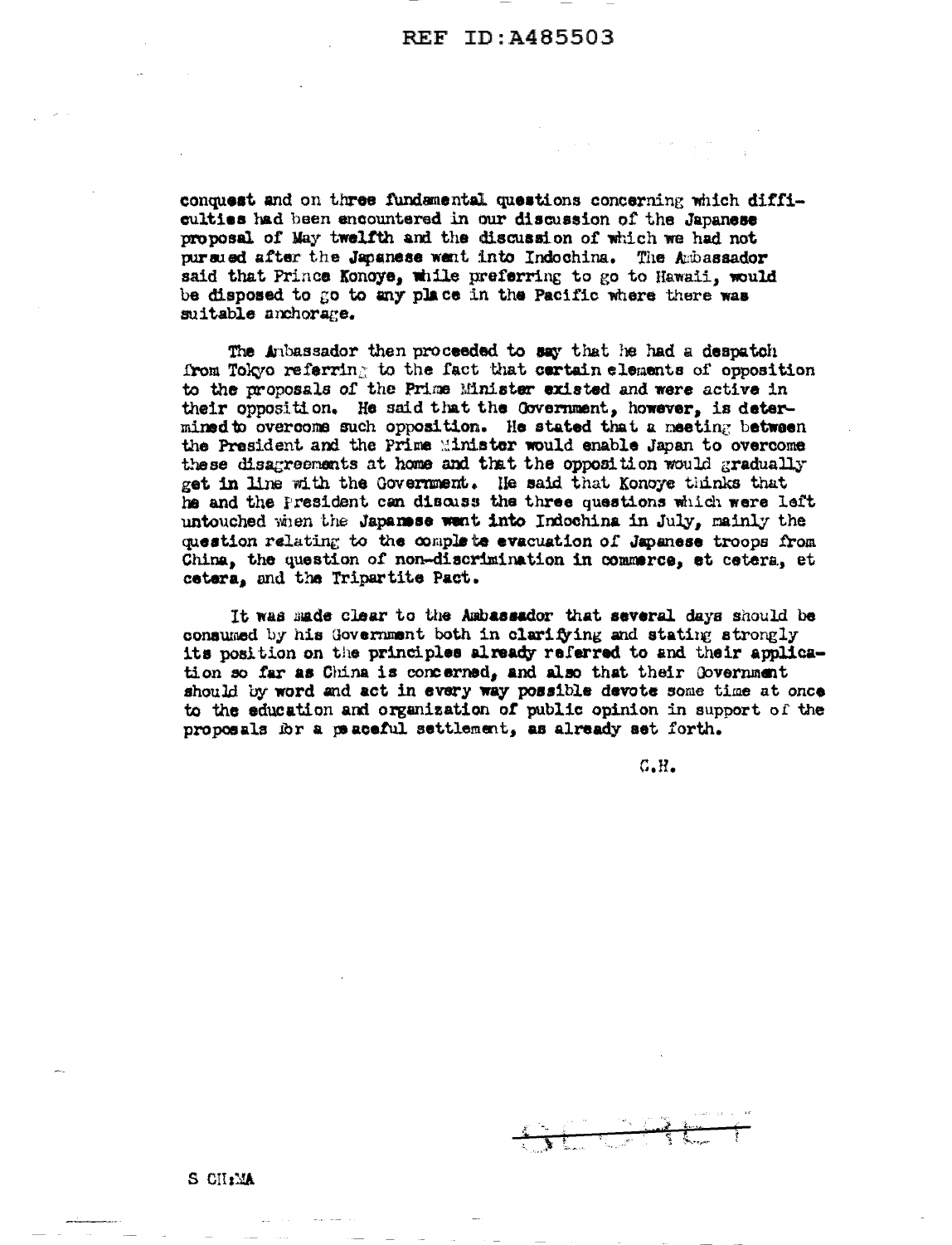conquest and on three fundamental questions concerning which difficulties had been encountered in our discussion of the Japanese proposal of May twelfth and the discussion of which we had not pursued after the Japanese went into Indochina. The Ambassador said that Prince Konoye, while preferring to go to Hawaii, would be disposed to go to any place in the Pacific where there was suitable anchorage.

The Ambassador then proceeded to say that he had a despatch from Tokyo referring to the fact that certain elements of opposition to the proposals of the Prime Minister existed and were active in their opposition. He said that the Government, however, is determined to overcome such opposition. He stated that a meeting between the President and the Prime Minister would enable Japan to overcome these disagreements at home and that the opposition would gradually get in line with the Government. He said that Konoye thinks that he and the President can discuss the three questions which were left untouched when the Japanese went into Indochina in July, mainly the question relating to the complete evacuation of Japanese troops from China, the question of non-discrimination in commerce, et cetera, et cetera, and the Tripartite Pact.

It was made clear to the Ambassador that several days should be consumed by his Government both in clarifying and stating strongly its position on the principles already referred to and their application so far as China is concerned, and also that their Government should by word and act in every way possible devote some time at once to the education and organization of public opinion in support of the proposals for a peaceful settlement, as already set forth.

C.H.

SECRET

S CH:MA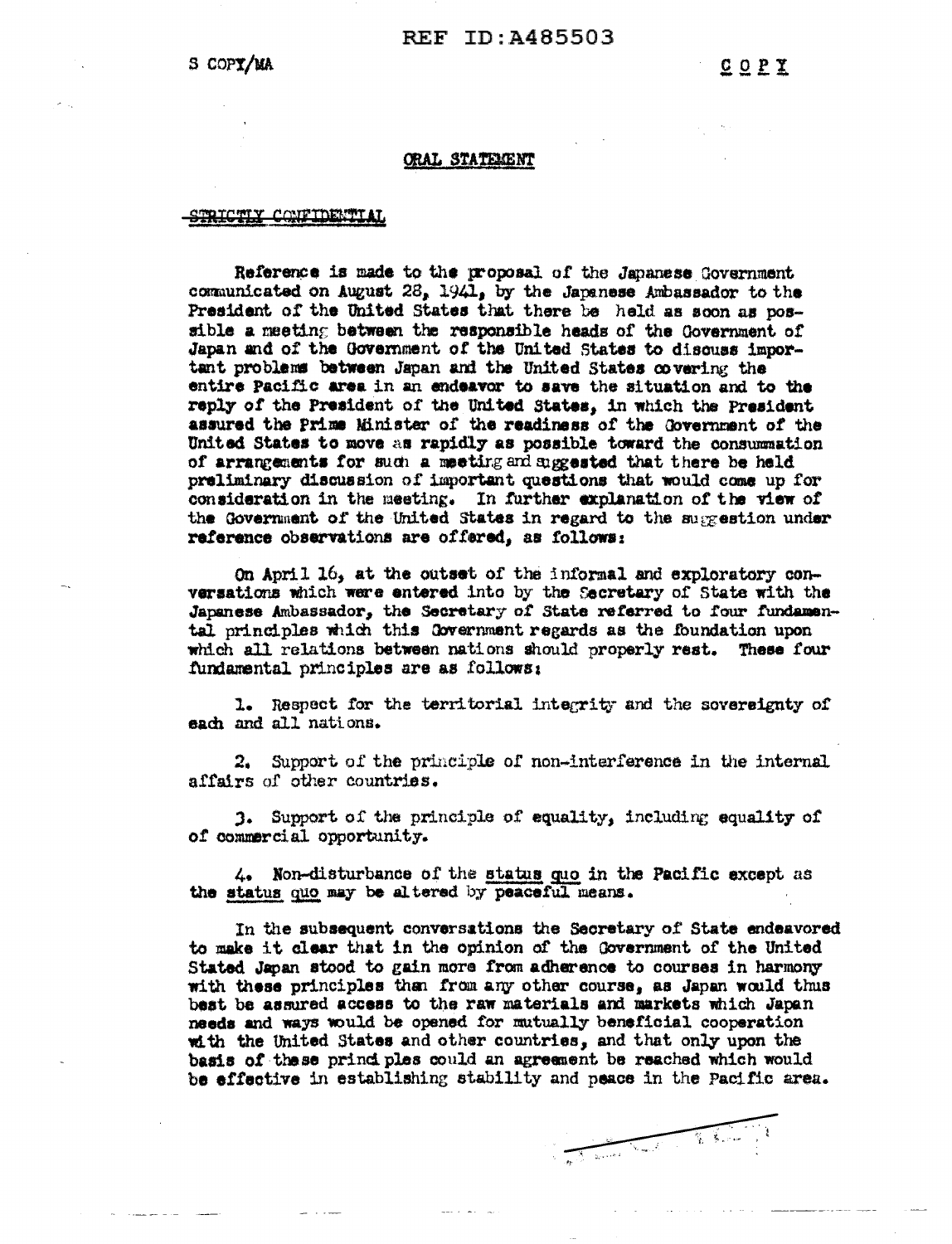REF ID:A485503

S COPY/MA

C O P Y

## ORAL STATEMENT

~~STRICTLY CONFIDENTIAL~~

Reference is made to the proposal of the Japanese Government communicated on August 28, 1941, by the Japanese Ambassador to the President of the United States that there be held as soon as possible a meeting between the responsible heads of the Government of Japan and of the Government of the United States to discuss important problems between Japan and the United States covering the entire Pacific area in an endeavor to save the situation and to the reply of the President of the United States, in which the President assured the Prime Minister of the readiness of the Government of the United States to move as rapidly as possible toward the consummation of arrangements for such a meeting and suggested that there be held preliminary discussion of important questions that would come up for consideration in the meeting. In further explanation of the view of the Government of the United States in regard to the suggestion under reference observations are offered, as follows:

On April 16, at the outset of the informal and exploratory conversations which were entered into by the Secretary of State with the Japanese Ambassador, the Secretary of State referred to four fundamental principles which this Government regards as the foundation upon which all relations between nations should properly rest. These four fundamental principles are as follows:

1. Respect for the territorial integrity and the sovereignty of each and all nations.

2. Support of the principle of non-interference in the internal affairs of other countries.

3. Support of the principle of equality, including equality of of commercial opportunity.

4. Non-disturbance of the <u>status quo</u> in the Pacific except as the <u>status quo</u> may be altered by <u>peaceful</u> means.

In the subsequent conversations the Secretary of State endeavored to make it clear that in the opinion of the Government of the United Stated Japan stood to gain more from adherence to courses in harmony with these principles than from any other course, as Japan would thus best be assured access to the raw materials and markets which Japan needs and ways would be opened for mutually beneficial cooperation with the United States and other countries, and that only upon the basis of these principles could an agreement be reached which would be effective in establishing stability and peace in the Pacific area.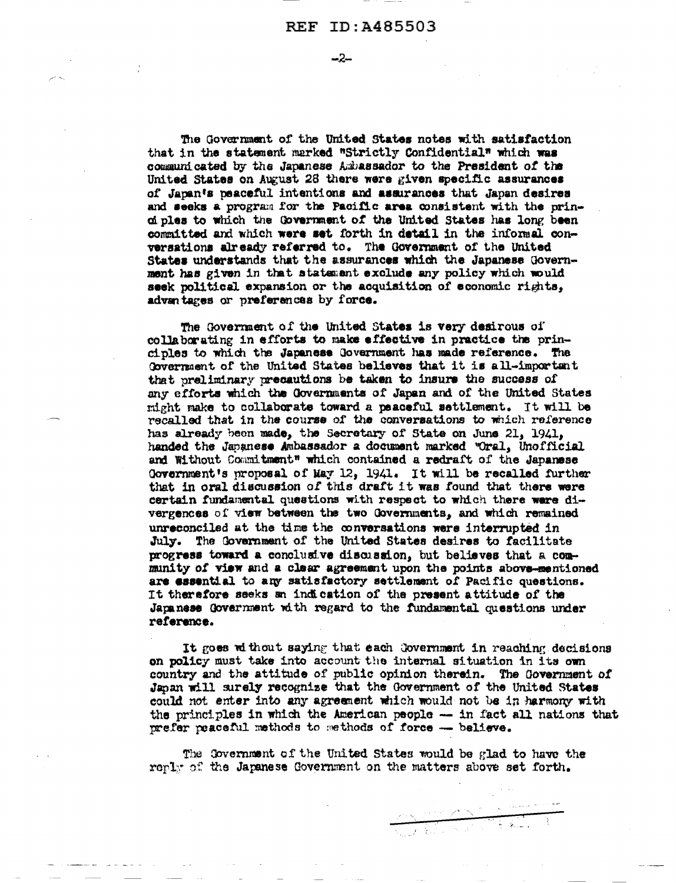The Government of the United States notes with satisfaction that in the statement marked "Strictly Confidential" which was communicated by the Japanese Ambassador to the President of the United States on August 28 there were given specific assurances of Japan's peaceful intentions and assurances that Japan desires and seeks a program for the Pacific area consistent with the principles to which the Government of the United States has long been committed and which were set forth in detail in the informal conversations already referred to. The Government of the United States understands that the assurances which the Japanese Government has given in that statement exclude any policy which would seek political expansion or the acquisition of economic rights, advantages or preferences by force.

The Government of the United States is very desirous of collaborating in efforts to make effective in practice the principles to which the Japanese Government has made reference. The Government of the United States believes that it is all-important that preliminary precautions be taken to insure the success of any efforts which the Governments of Japan and of the United States might make to collaborate toward a peaceful settlement. It will be recalled that in the course of the conversations to which reference has already been made, the Secretary of State on June 21, 1941, handed the Japanese Ambassador a document marked "Oral, Unofficial and Without Commitment" which contained a redraft of the Japanese Government's proposal of May 12, 1941. It will be recalled further that in oral discussion of this draft it was found that there were certain fundamental questions with respect to which there were divergences of view between the two Governments, and which remained unreconciled at the time the conversations were interrupted in July. The Government of the United States desires to facilitate progress toward a conclusive discussion, but believes that a community of view and a clear agreement upon the points above-mentioned are essential to any satisfactory settlement of Pacific questions. It therefore seeks an indication of the present attitude of the Japanese Government with regard to the fundamental questions under reference.

It goes without saying that each Government in reaching decisions on policy must take into account the internal situation in its own country and the attitude of public opinion therein. The Government of Japan will surely recognize that the Government of the United States could not enter into any agreement which would not be in harmony with the principles in which the American people — in fact all nations that prefer peaceful methods to methods of force — believe.

The Government of the United States would be glad to have the reply of the Japanese Government on the matters above set forth.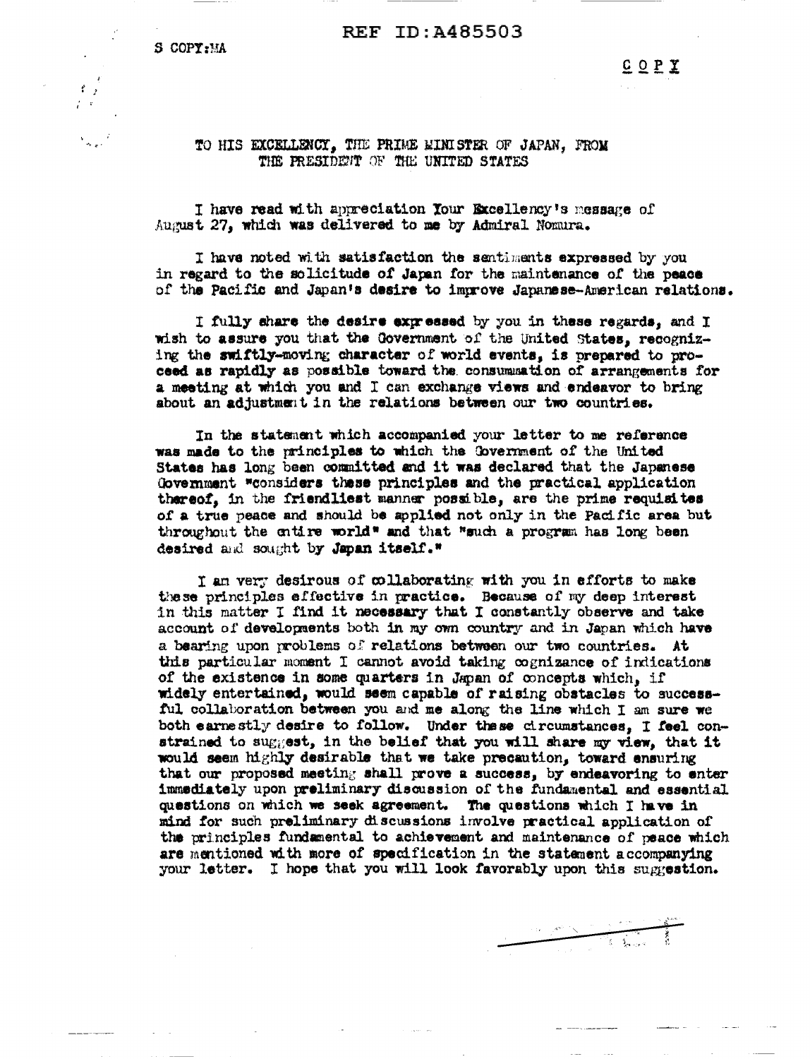S COPY:MA

COPY

TO HIS EXCELLENCY, THE PRIME MINISTER OF JAPAN, FROM THE PRESIDENT OF THE UNITED STATES

I have read with appreciation Your Excellency's message of August 27, which was delivered to me by Admiral Nomura.

I have noted with satisfaction the sentiments expressed by you in regard to the solicitude of Japan for the maintenance of the peace of the Pacific and Japan's desire to improve Japanese-American relations.

I fully share the desire expressed by you in these regards, and I wish to assure you that the Government of the United States, recognizing the swiftly-moving character of world events, is prepared to proceed as rapidly as possible toward the consummation of arrangements for a meeting at which you and I can exchange views and endeavor to bring about an adjustment in the relations between our two countries.

In the statement which accompanied your letter to me reference was made to the principles to which the Government of the United States has long been committed and it was declared that the Japanese Government "considers these principles and the practical application thereof, in the friendliest manner possible, are the prime requisites of a true peace and should be applied not only in the Pacific area but throughout the entire world" and that "such a program has long been desired and sought by Japan itself."

I am very desirous of collaborating with you in efforts to make these principles effective in practice. Because of my deep interest in this matter I find it necessary that I constantly observe and take account of developments both in my own country and in Japan which have a bearing upon problems of relations between our two countries. At this particular moment I cannot avoid taking cognizance of indications of the existence in some quarters in Japan of concepts which, if widely entertained, would seem capable of raising obstacles to successful collaboration between you and me along the line which I am sure we both earnestly desire to follow. Under these circumstances, I feel constrained to suggest, in the belief that you will share my view, that it would seem highly desirable that we take precaution, toward ensuring that our proposed meeting shall prove a success, by endeavoring to enter immediately upon preliminary discussion of the fundamental and essential questions on which we seek agreement. The questions which I have in mind for such preliminary discussions involve practical application of the principles fundamental to achievement and maintenance of peace which are mentioned with more of specification in the statement accompanying your letter. I hope that you will look favorably upon this suggestion.